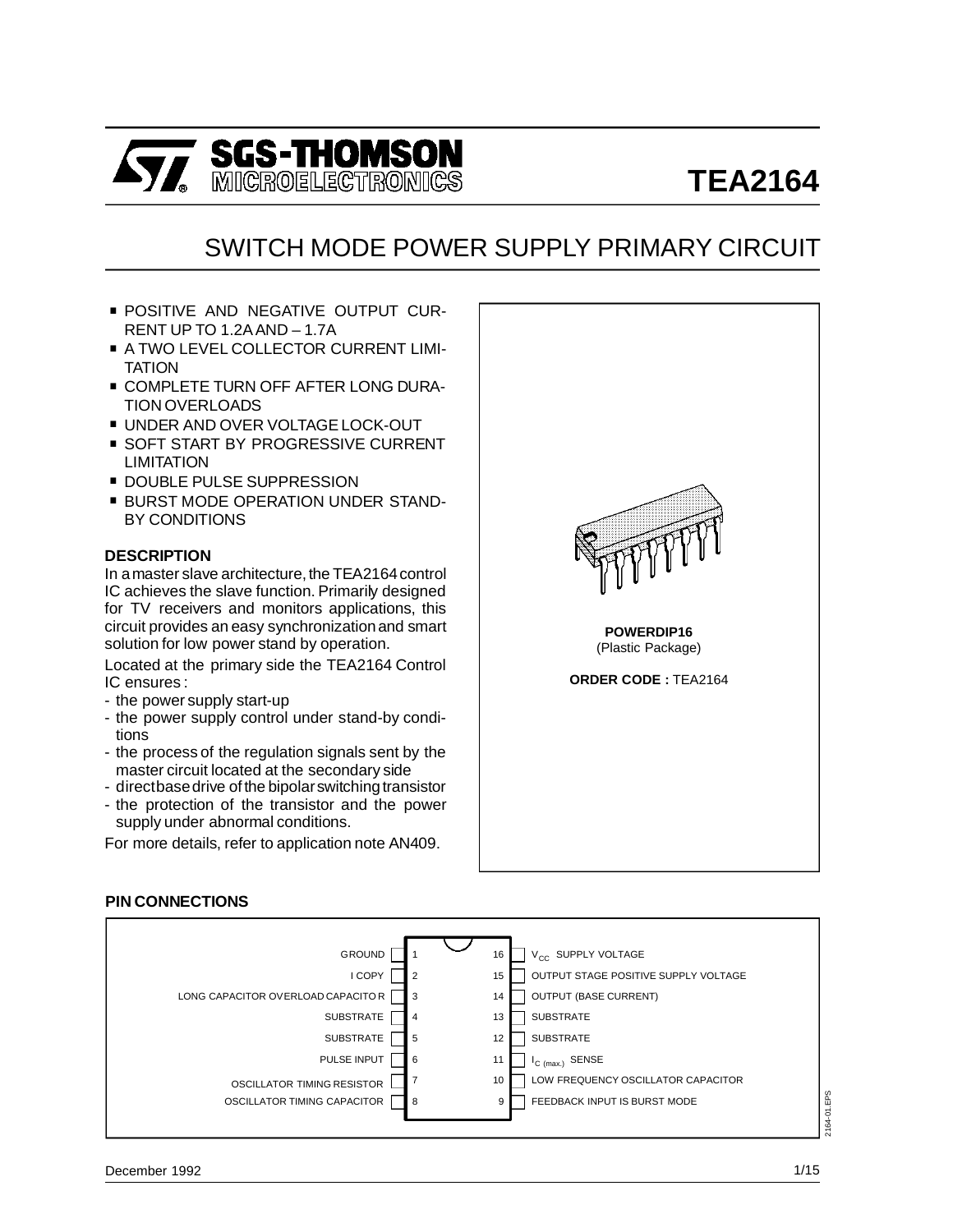# TEA2164

## SWITCH MODE POWER SUPPLY PRIMARY CIRCUIT

- POSITIVE AND NEGATIVE OUTPUT CURRENT UP TO 1.2A AND – 1.7A
- A TWO LEVEL COLLECTOR CURRENT LIMITATION
- COMPLETE TURN OFF AFTER LONG DURATION OVERLOADS
- UNDER AND OVER VOLTAGE LOCK-OUT
- SOFT START BY PROGRESSIVE CURRENT LIMITATION
- DOUBLE PULSE SUPPRESSION
- BURST MODE OPERATION UNDER STAND-BY CONDITIONS

### DESCRIPTION

In a master slave architecture, the TEA2164 control IC achieves the slave function. Primarily designed for TV receivers and monitors applications, this circuit provides an easy synchronization and smart solution for low power stand by operation.

Located at the primary side the TEA2164 Control IC ensures :

- the power supply start-up
- the power supply control under stand-by conditions
- the process of the regulation signals sent by the master circuit located at the secondary side
- direct base drive of the bipolar switching transistor
- the protection of the transistor and the power supply under abnormal conditions.

For more details, refer to application note AN409.

**POWERDIP16**
(Plastic Package)

**ORDER CODE :** TEA2164

### PIN CONNECTIONS

| Pin | Function | Pin | Function |
|---|---|---|---|
| 1 | GROUND | 16 | $V_{CC}$ SUPPLY VOLTAGE |
| 2 | I COPY | 15 | OUTPUT STAGE POSITIVE SUPPLY VOLTAGE |
| 3 | LONG CAPACITOR OVERLOAD CAPACITOR | 14 | OUTPUT (BASE CURRENT) |
| 4 | SUBSTRATE | 13 | SUBSTRATE |
| 5 | SUBSTRATE | 12 | SUBSTRATE |
| 6 | PULSE INPUT | 11 | $I_{C\ (max.)}$ SENSE |
| 7 | OSCILLATOR TIMING RESISTOR | 10 | LOW FREQUENCY OSCILLATOR CAPACITOR |
| 8 | OSCILLATOR TIMING CAPACITOR | 9 | FEEDBACK INPUT IS BURST MODE |

December 1992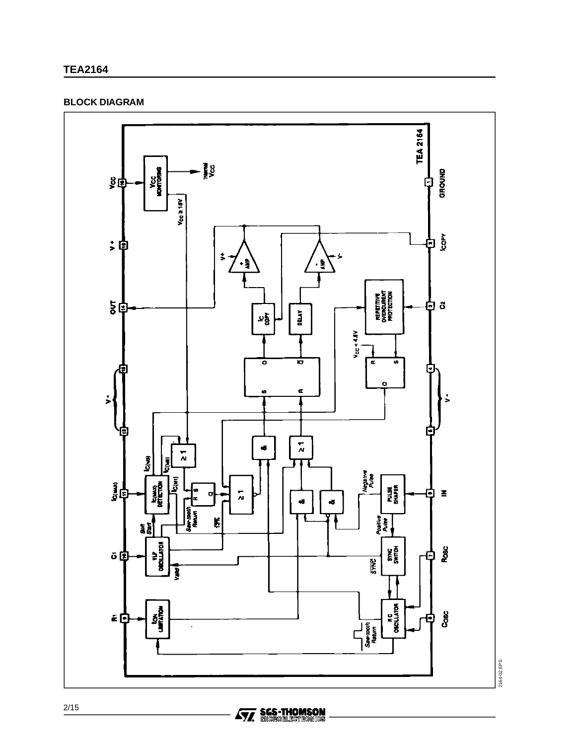## BLOCK DIAGRAM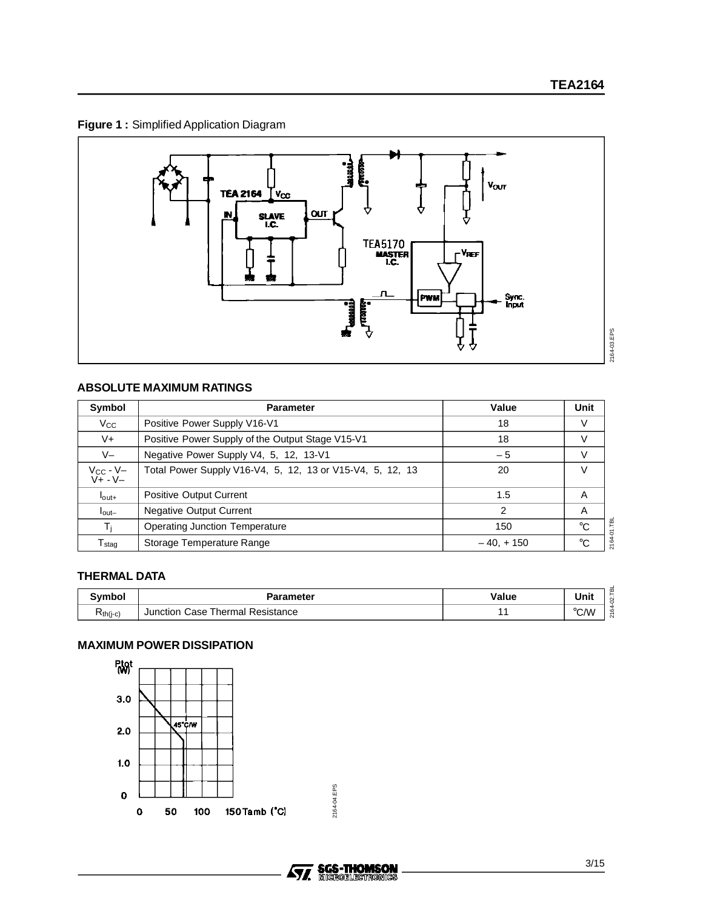**Figure 1 :** Simplified Application Diagram

## ABSOLUTE MAXIMUM RATINGS

| Symbol | Parameter | Value | Unit |
|---|---|---|---|
| $V_{CC}$ | Positive Power Supply V16-V1 | 18 | V |
| V+ | Positive Power Supply of the Output Stage V15-V1 | 18 | V |
| V– | Negative Power Supply V4, 5, 12, 13-V1 | – 5 | V |
| $V_{CC}$ - V–<br>V+ - V– | Total Power Supply V16-V4, 5, 12, 13 or V15-V4, 5, 12, 13 | 20 | V |
| $I_{out+}$ | Positive Output Current | 1.5 | A |
| $I_{out-}$ | Negative Output Current | 2 | A |
| $T_j$ | Operating Junction Temperature | 150 | °C |
| $T_{stag}$ | Storage Temperature Range | – 40, + 150 | °C |

## THERMAL DATA

| Symbol | Parameter | Value | Unit |
|---|---|---|---|
| $R_{th(j-c)}$ | Junction Case Thermal Resistance | 11 | °C/W |

## MAXIMUM POWER DISSIPATION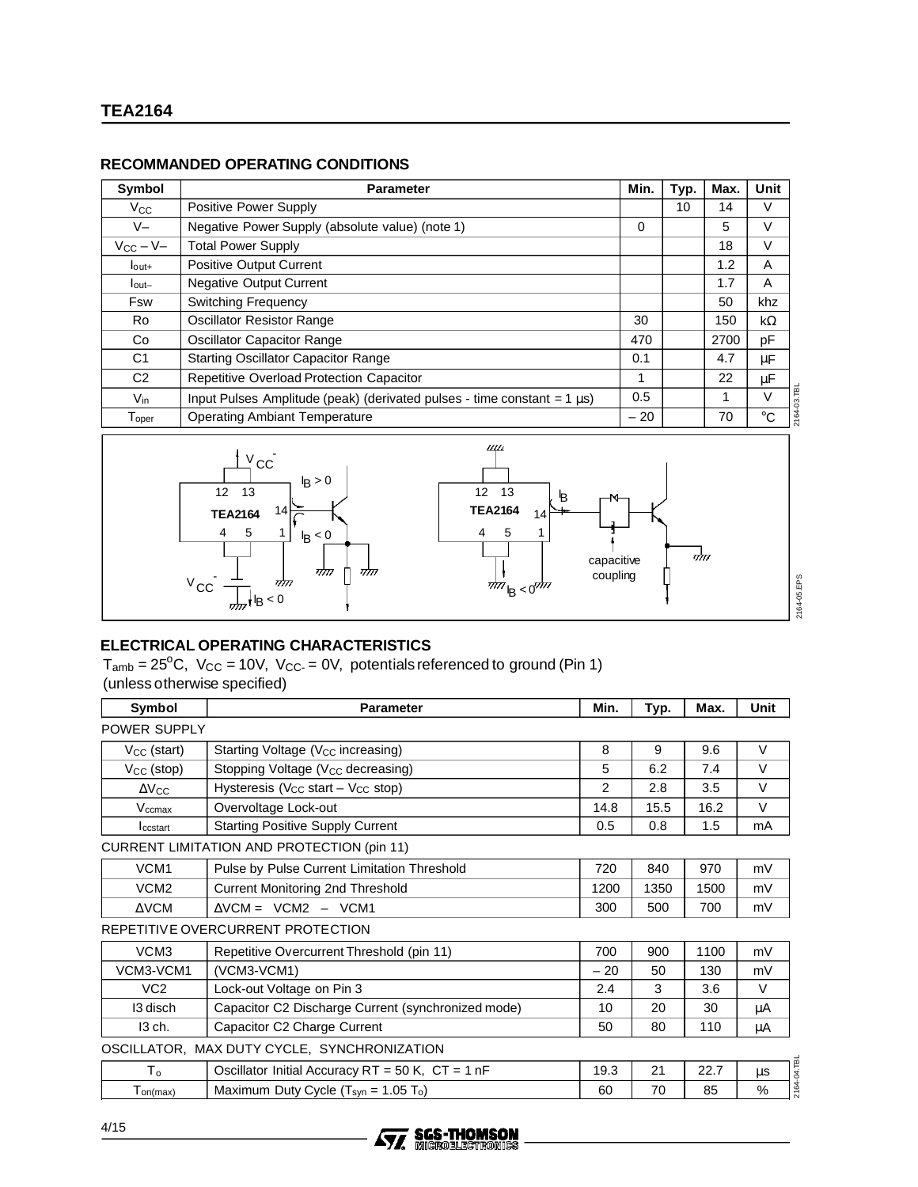## RECOMMANDED OPERATING CONDITIONS

| Symbol | Parameter | Min. | Typ. | Max. | Unit |
|---|---|---|---|---|---|
| $V_{CC}$ | Positive Power Supply | | 10 | 14 | V |
| V– | Negative Power Supply (absolute value) (note 1) | 0 | | 5 | V |
| $V_{CC}$ – V– | Total Power Supply | | | 18 | V |
| $I_{out+}$ | Positive Output Current | | | 1.2 | A |
| $I_{out-}$ | Negative Output Current | | | 1.7 | A |
| Fsw | Switching Frequency | | | 50 | khz |
| Ro | Oscillator Resistor Range | 30 | | 150 | kΩ |
| Co | Oscillator Capacitor Range | 470 | | 2700 | pF |
| C1 | Starting Oscillator Capacitor Range | 0.1 | | 4.7 | µF |
| C2 | Repetitive Overload Protection Capacitor | 1 | | 22 | µF |
| $V_{in}$ | Input Pulses Amplitude (peak) (derivated pulses - time constant = 1 µs) | 0.5 | | 1 | V |
| $T_{oper}$ | Operating Ambiant Temperature | – 20 | | 70 | °C |

## ELECTRICAL OPERATING CHARACTERISTICS

$T_{amb} = 25^oC$, $V_{CC} = 10V$, $V_{CC-} = 0V$, potentials referenced to ground (Pin 1)
(unless otherwise specified)

| Symbol | Parameter | Min. | Typ. | Max. | Unit |
|---|---|---|---|---|---|
| POWER SUPPLY | | | | | |
| $V_{CC}$ (start) | Starting Voltage ($V_{CC}$ increasing) | 8 | 9 | 9.6 | V |
| $V_{CC}$ (stop) | Stopping Voltage ($V_{CC}$ decreasing) | 5 | 6.2 | 7.4 | V |
| $\Delta V_{CC}$ | Hysteresis ($V_{CC}$ start – $V_{CC}$ stop) | 2 | 2.8 | 3.5 | V |
| $V_{ccmax}$ | Overvoltage Lock-out | 14.8 | 15.5 | 16.2 | V |
| $I_{ccstart}$ | Starting Positive Supply Current | 0.5 | 0.8 | 1.5 | mA |
| CURRENT LIMITATION AND PROTECTION (pin 11) | | | | | |
| VCM1 | Pulse by Pulse Current Limitation Threshold | 720 | 840 | 970 | mV |
| VCM2 | Current Monitoring 2nd Threshold | 1200 | 1350 | 1500 | mV |
| ΔVCM | ΔVCM = VCM2 – VCM1 | 300 | 500 | 700 | mV |
| REPETITIVE OVERCURRENT PROTECTION | | | | | |
| VCM3 | Repetitive Overcurrent Threshold (pin 11) | 700 | 900 | 1100 | mV |
| VCM3-VCM1 | (VCM3-VCM1) | – 20 | 50 | 130 | mV |
| VC2 | Lock-out Voltage on Pin 3 | 2.4 | 3 | 3.6 | V |
| I3 disch | Capacitor C2 Discharge Current (synchronized mode) | 10 | 20 | 30 | µA |
| I3 ch. | Capacitor C2 Charge Current | 50 | 80 | 110 | µA |
| OSCILLATOR, MAX DUTY CYCLE, SYNCHRONIZATION | | | | | |
| $T_o$ | Oscillator Initial Accuracy RT = 50 K, CT = 1 nF | 19.3 | 21 | 22.7 | µs |
| $T_{on(max)}$ | Maximum Duty Cycle ($T_{syn}$ = 1.05 $T_o$) | 60 | 70 | 85 | % |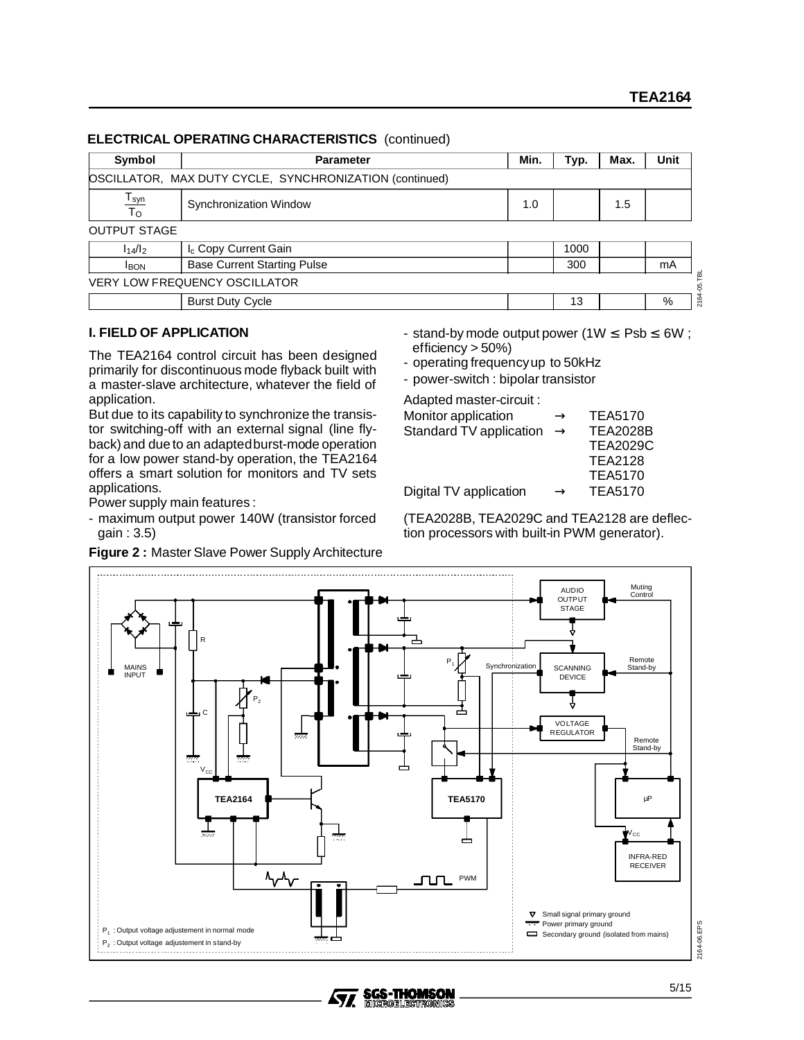## ELECTRICAL OPERATING CHARACTERISTICS (continued)

| Symbol | Parameter | Min. | Typ. | Max. | Unit |
|---|---|---|---|---|---|
| OSCILLATOR, MAX DUTY CYCLE, SYNCHRONIZATION (continued) | | | | | |
| $\frac{T_{syn}}{T_O}$ | Synchronization Window | 1.0 | | 1.5 | |
| OUTPUT STAGE | | | | | |
| $I_{14}/I_2$ | $I_c$ Copy Current Gain | | 1000 | | |
| $I_{BON}$ | Base Current Starting Pulse | | 300 | | mA |
| VERY LOW FREQUENCY OSCILLATOR | | | | | |
| | Burst Duty Cycle | | 13 | | % |

## I. FIELD OF APPLICATION

The TEA2164 control circuit has been designed primarily for discontinuous mode flyback built with a master-slave architecture, whatever the field of application.

But due to its capability to synchronize the transistor switching-off with an external signal (line flyback) and due to an adapted burst-mode operation for a low power stand-by operation, the TEA2164 offers a smart solution for monitors and TV sets applications.

Power supply main features :

- maximum output power 140W (transistor forced gain : 3.5)
- stand-by mode output power (1W ≤ Psb ≤ 6W ; efficiency > 50%)
- operating frequency up to 50kHz
- power-switch : bipolar transistor

Adapted master-circuit :

| | | |
|---|---|---|
| Monitor application | → | TEA5170 |
| Standard TV application | → | TEA2028B |
| | | TEA2029C |
| | | TEA2128 |
| | | TEA5170 |
| Digital TV application | → | TEA5170 |

(TEA2028B, TEA2029C and TEA2128 are deflection processors with built-in PWM generator).

**Figure 2 :** Master Slave Power Supply Architecture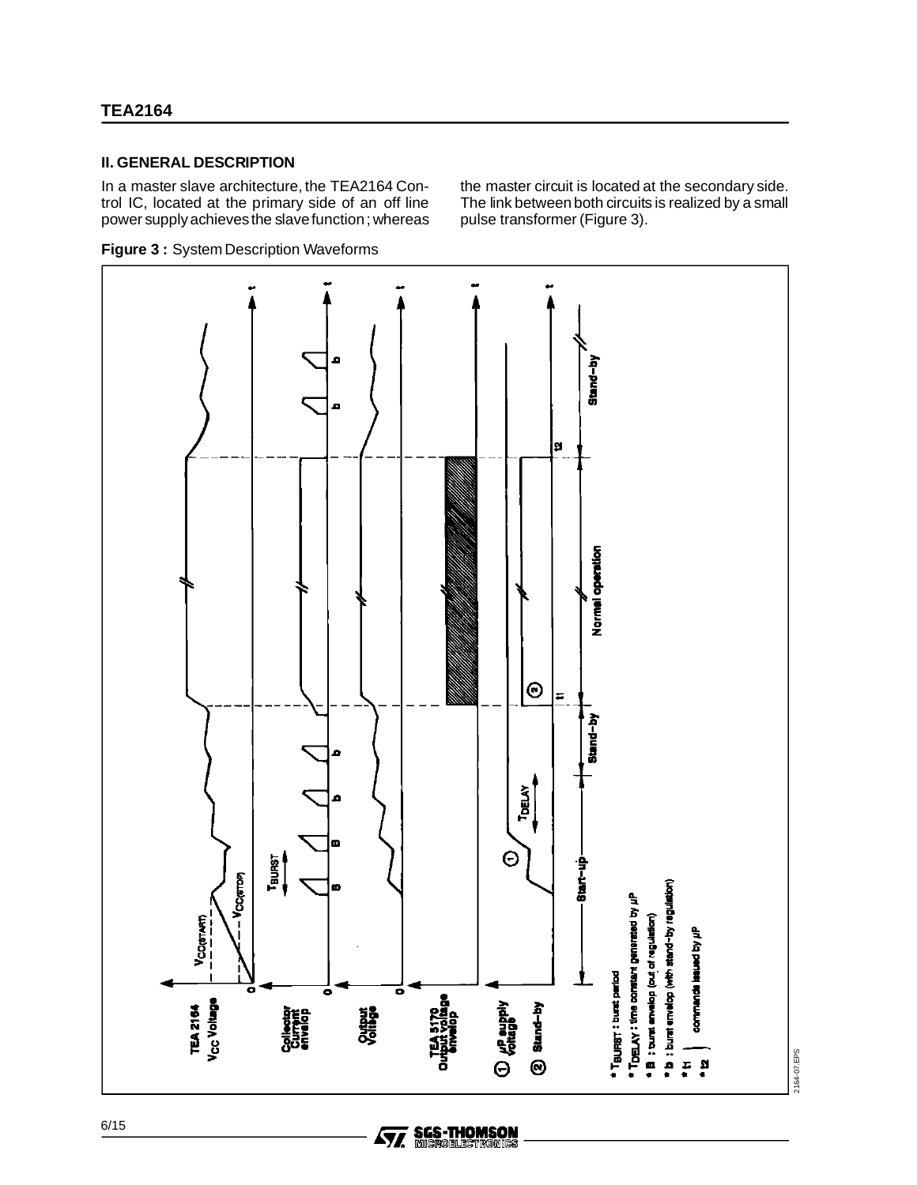## II. GENERAL DESCRIPTION

In a master slave architecture, the TEA2164 Control IC, located at the primary side of an off line power supply achieves the slave function ; whereas the master circuit is located at the secondary side. The link between both circuits is realized by a small pulse transformer (Figure 3).

**Figure 3 :** System Description Waveforms

- $T_{BURST}$ : burst period
- $T_{DELAY}$ : time constant generated by µP
- B : burst envelop (out of regulation)
- b : burst envelop (with stand-by regulation)
- t1, t2 : commands issued by µP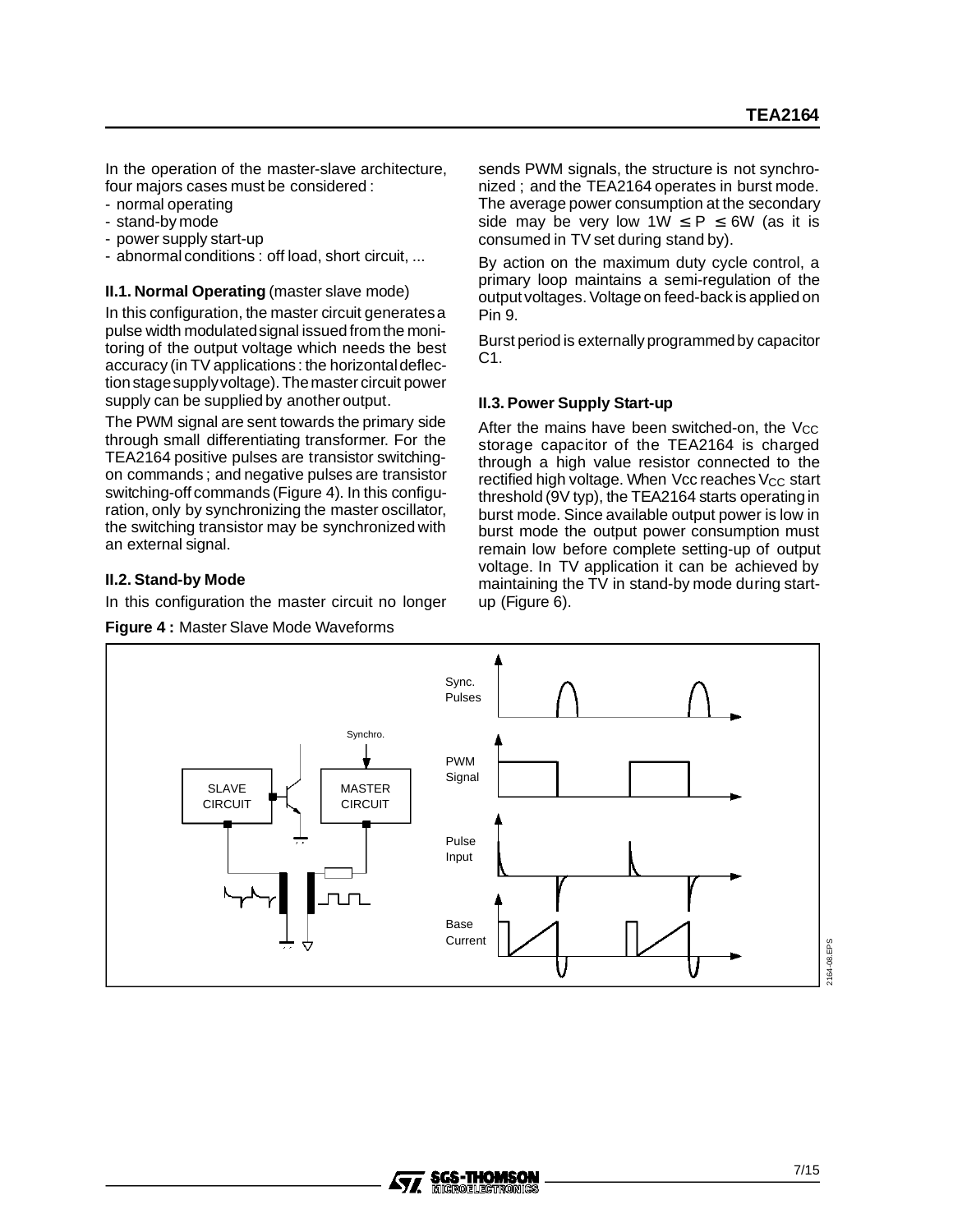In the operation of the master-slave architecture, four majors cases must be considered :

- normal operating
- stand-by mode
- power supply start-up
- abnormal conditions : off load, short circuit, ...

### II.1. Normal Operating (master slave mode)

In this configuration, the master circuit generates a pulse width modulated signal issued from the monitoring of the output voltage which needs the best accuracy (in TV applications : the horizontal deflection stage supply voltage). The master circuit power supply can be supplied by another output.

The PWM signal are sent towards the primary side through small differentiating transformer. For the TEA2164 positive pulses are transistor switching-on commands ; and negative pulses are transistor switching-off commands (Figure 4). In this configuration, only by synchronizing the master oscillator, the switching transistor may be synchronized with an external signal.

### II.2. Stand-by Mode

In this configuration the master circuit no longer sends PWM signals, the structure is not synchronized ; and the TEA2164 operates in burst mode. The average power consumption at the secondary side may be very low $1W \leq P \leq 6W$ (as it is consumed in TV set during stand by).

By action on the maximum duty cycle control, a primary loop maintains a semi-regulation of the output voltages. Voltage on feed-back is applied on Pin 9.

Burst period is externally programmed by capacitor C1.

### II.3. Power Supply Start-up

After the mains have been switched-on, the $V_{CC}$ storage capacitor of the TEA2164 is charged through a high value resistor connected to the rectified high voltage. When Vcc reaches $V_{CC}$ start threshold (9V typ), the TEA2164 starts operating in burst mode. Since available output power is low in burst mode the output power consumption must remain low before complete setting-up of output voltage. In TV application it can be achieved by maintaining the TV in stand-by mode during start-up (Figure 6).

**Figure 4 :** Master Slave Mode Waveforms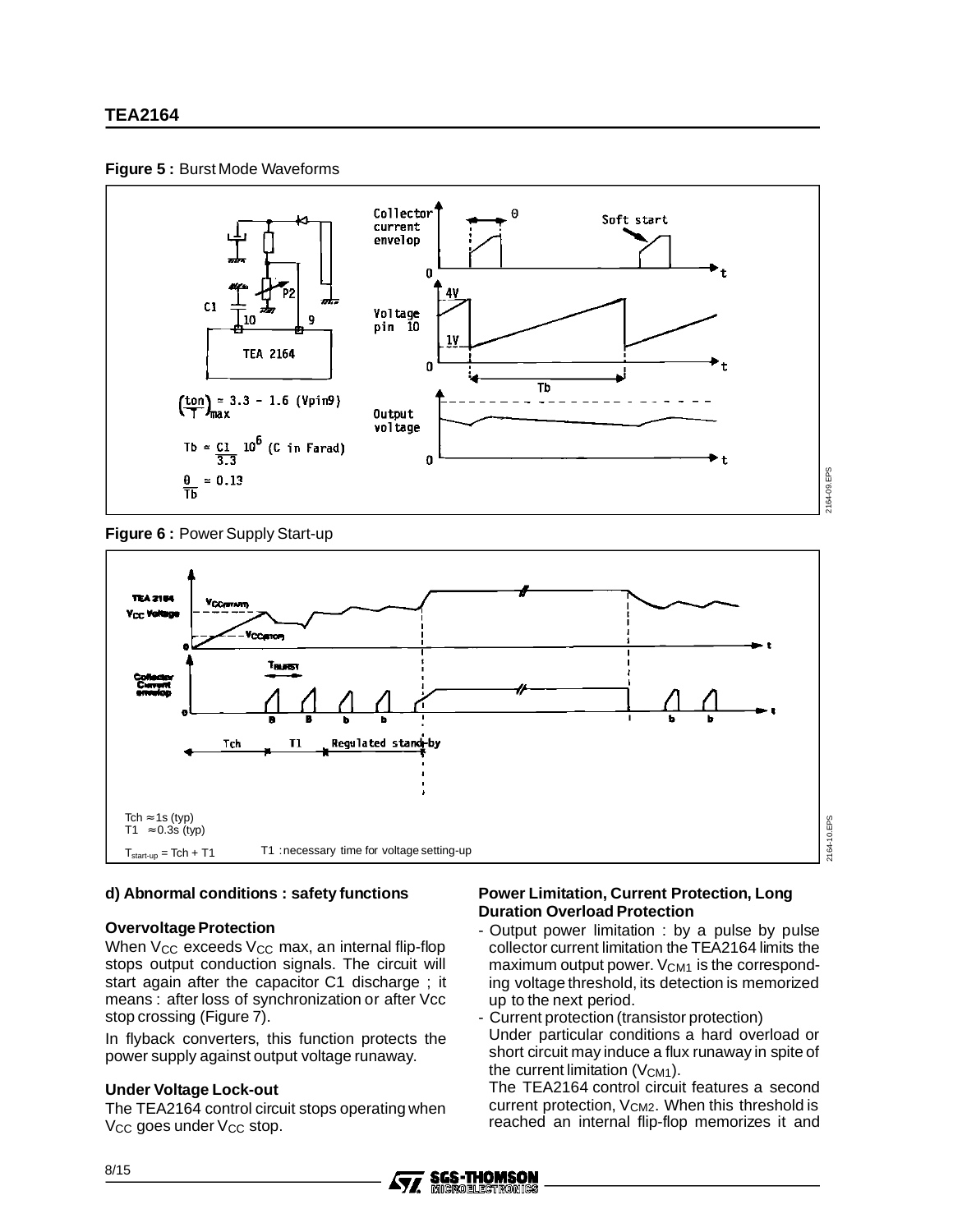**Figure 5 :** Burst Mode Waveforms

$\left(\frac{ton}{T}\right)_{max} \approx 3.3 - 1.6\ (Vpin9)$

$Tb \approx \frac{C1}{3.3}\ 10^6$ (C in Farad)

$\frac{\theta}{Tb} \approx 0.13$

**Figure 6 :** Power Supply Start-up

Tch ≈ 1s (typ)
T1 ≈ 0.3s (typ)

$T_{start-up} = Tch + T1$ T1 : necessary time for voltage setting-up

**d) Abnormal conditions : safety functions**

**Overvoltage Protection**

When $V_{CC}$ exceeds $V_{CC}$ max, an internal flip-flop stops output conduction signals. The circuit will start again after the capacitor C1 discharge ; it means : after loss of synchronization or after Vcc stop crossing (Figure 7).

In flyback converters, this function protects the power supply against output voltage runaway.

**Under Voltage Lock-out**

The TEA2164 control circuit stops operating when $V_{CC}$ goes under $V_{CC}$ stop.

**Power Limitation, Current Protection, Long Duration Overload Protection**

- Output power limitation : by a pulse by pulse collector current limitation the TEA2164 limits the maximum output power. $V_{CM1}$ is the corresponding voltage threshold, its detection is memorized up to the next period.
- Current protection (transistor protection)
  Under particular conditions a hard overload or short circuit may induce a flux runaway in spite of the current limitation ($V_{CM1}$).
  The TEA2164 control circuit features a second current protection, $V_{CM2}$. When this threshold is reached an internal flip-flop memorizes it and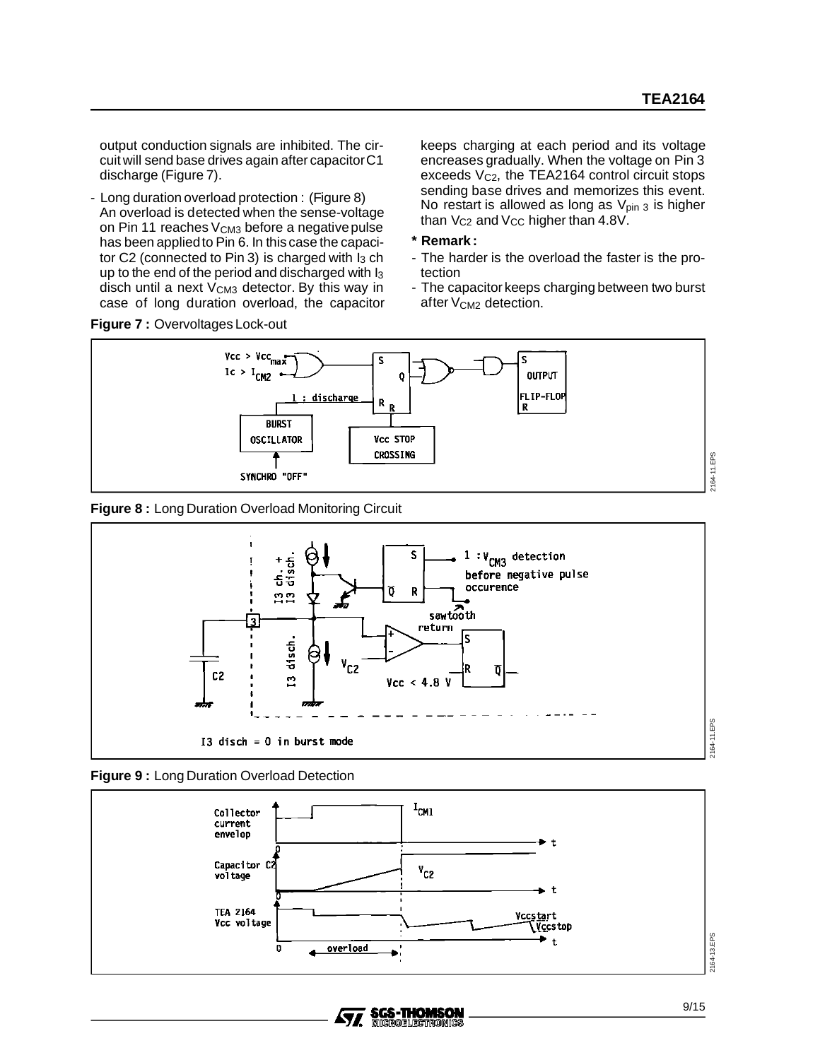output conduction signals are inhibited. The circuit will send base drives again after capacitor C1 discharge (Figure 7).

- Long duration overload protection : (Figure 8)
  An overload is detected when the sense-voltage on Pin 11 reaches $V_{CM3}$ before a negative pulse has been applied to Pin 6. In this case the capacitor C2 (connected to Pin 3) is charged with $I_3$ ch up to the end of the period and discharged with $I_3$ disch until a next $V_{CM3}$ detector. By this way in case of long duration overload, the capacitor keeps charging at each period and its voltage encreases gradually. When the voltage on Pin 3 exceeds $V_{C2}$, the TEA2164 control circuit stops sending base drives and memorizes this event. No restart is allowed as long as $V_{pin\ 3}$ is higher than $V_{C2}$ and $V_{CC}$ higher than 4.8V.

**\* Remark :**

- The harder is the overload the faster is the protection
- The capacitor keeps charging between two burst after $V_{CM2}$ detection.

**Figure 7 :** Overvoltages Lock-out

**Figure 8 :** Long Duration Overload Monitoring Circuit

**Figure 9 :** Long Duration Overload Detection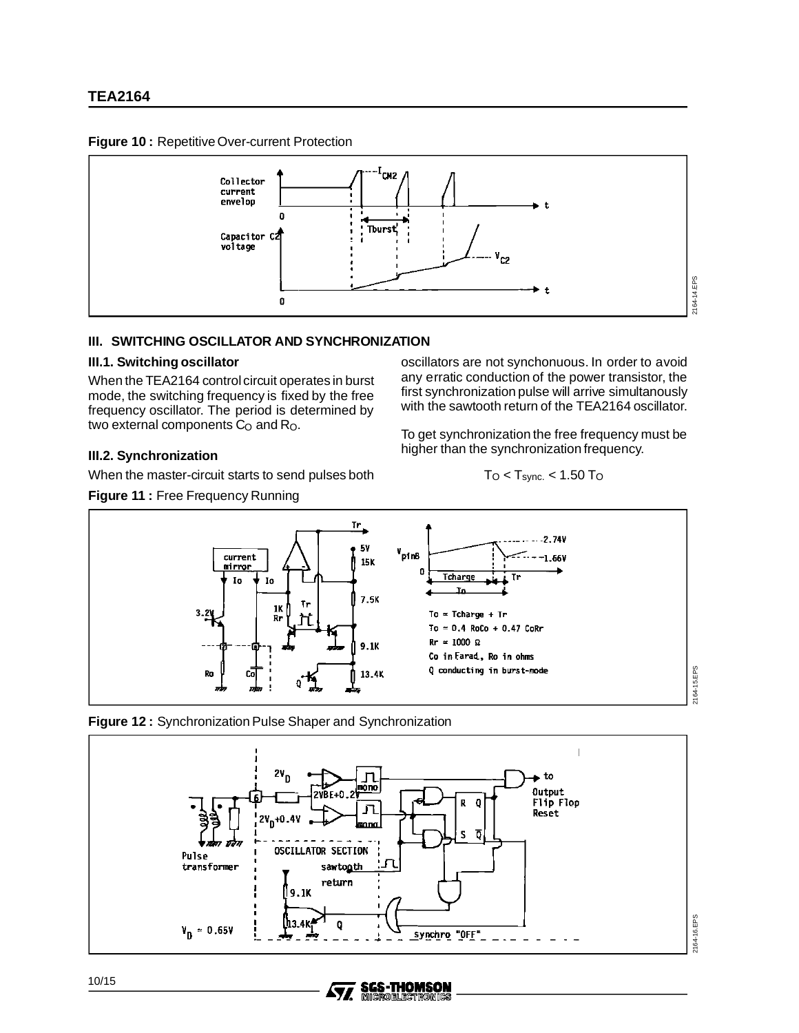**Figure 10 :** Repetitive Over-current Protection

## III. SWITCHING OSCILLATOR AND SYNCHRONIZATION

### III.1. Switching oscillator

When the TEA2164 control circuit operates in burst mode, the switching frequency is fixed by the free frequency oscillator. The period is determined by two external components $C_O$ and $R_O$.

### III.2. Synchronization

When the master-circuit starts to send pulses both oscillators are not synchonuous. In order to avoid any erratic conduction of the power transistor, the first synchronization pulse will arrive simultanously with the sawtooth return of the TEA2164 oscillator.

To get synchronization the free frequency must be higher than the synchronization frequency.

$$T_O < T_{sync.} < 1.50\ T_O$$

**Figure 11 :** Free Frequency Running

**Figure 12 :** Synchronization Pulse Shaper and Synchronization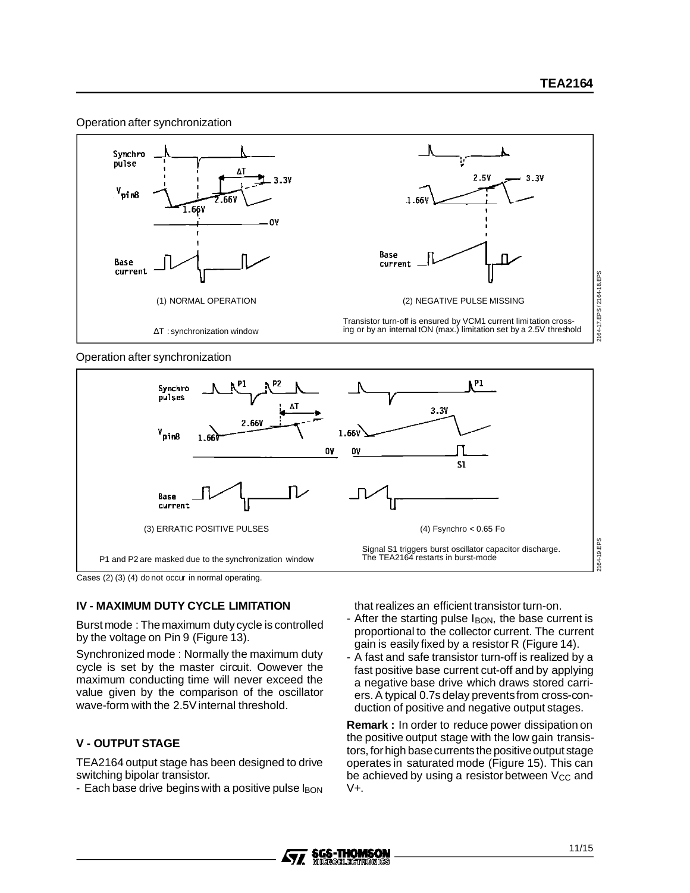Operation after synchronization

(1) NORMAL OPERATION

ΔT : synchronization window

(2) NEGATIVE PULSE MISSING

Transistor turn-off is ensured by VCM1 current limitation crossing or by an internal tON (max.) limitation set by a 2.5V threshold

Operation after synchronization

(3) ERRATIC POSITIVE PULSES

P1 and P2 are masked due to the synchronization window

(4) Fsynchro < 0.65 Fo

Signal S1 triggers burst oscillator capacitor discharge. The TEA2164 restarts in burst-mode

Cases (2) (3) (4) do not occur in normal operating.

## IV - MAXIMUM DUTY CYCLE LIMITATION

Burst mode : The maximum duty cycle is controlled by the voltage on Pin 9 (Figure 13).

Synchronized mode : Normally the maximum duty cycle is set by the master circuit. Oowever the maximum conducting time will never exceed the value given by the comparison of the oscillator wave-form with the 2.5V internal threshold.

## V - OUTPUT STAGE

TEA2164 output stage has been designed to drive switching bipolar transistor.

- Each base drive begins with a positive pulse $I_{BON}$ that realizes an efficient transistor turn-on.
- After the starting pulse $I_{BON}$, the base current is proportional to the collector current. The current gain is easily fixed by a resistor R (Figure 14).
- A fast and safe transistor turn-off is realized by a fast positive base current cut-off and by applying a negative base drive which draws stored carriers. A typical 0.7s delay prevents from cross-conduction of positive and negative output stages.

**Remark :** In order to reduce power dissipation on the positive output stage with the low gain transistors, for high base currents the positive output stage operates in saturated mode (Figure 15). This can be achieved by using a resistor between $V_{CC}$ and V+.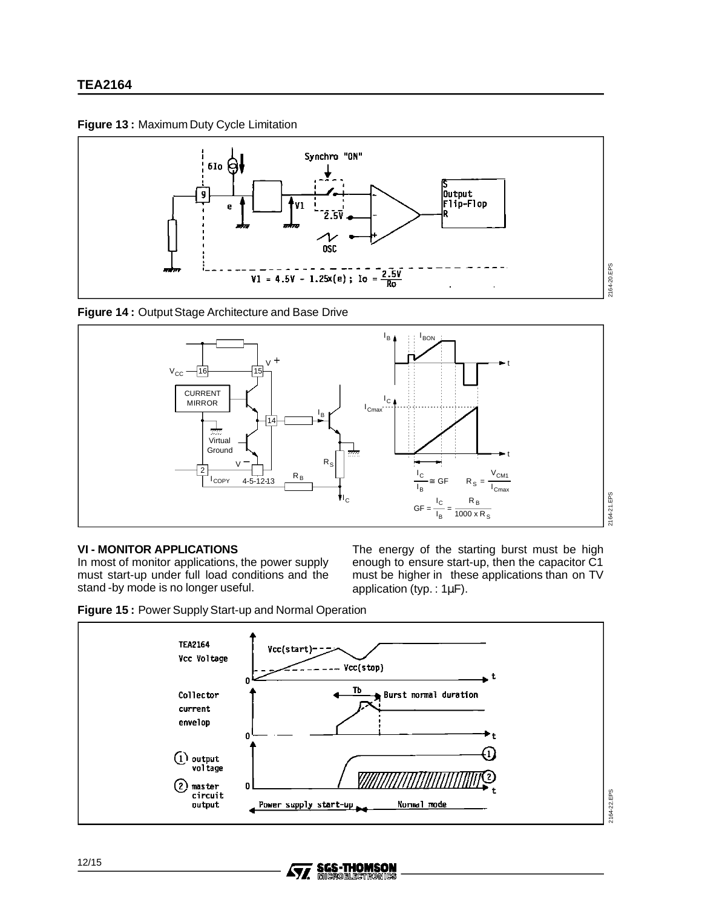**Figure 13 :** Maximum Duty Cycle Limitation

$V1 = 4.5V - 1.25x(e)$ ; $Io = \frac{2.5V}{Ro}$

**Figure 14 :** Output Stage Architecture and Base Drive

$\frac{I_C}{I_B} \cong GF$  $R_S = \frac{V_{CM1}}{I_{Cmax}}$

$GF = \frac{I_C}{I_B} = \frac{R_B}{1000 \times R_S}$

## VI - MONITOR APPLICATIONS

In most of monitor applications, the power supply must start-up under full load conditions and the stand -by mode is no longer useful.

The energy of the starting burst must be high enough to ensure start-up, then the capacitor C1 must be higher in these applications than on TV application (typ. : 1µF).

**Figure 15 :** Power Supply Start-up and Normal Operation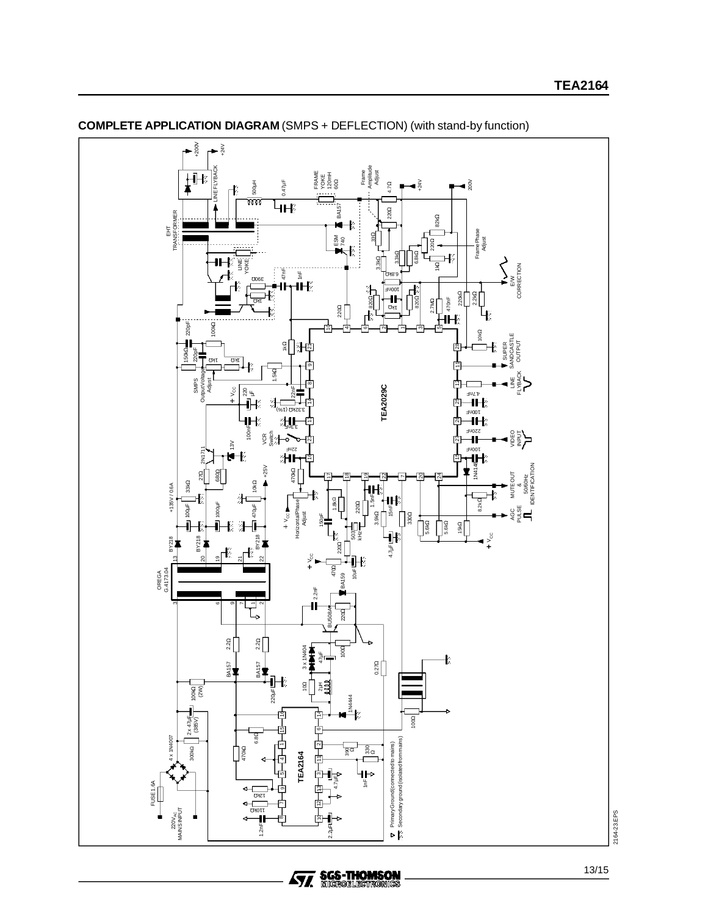## COMPLETE APPLICATION DIAGRAM (SMPS + DEFLECTION) (with stand-by function)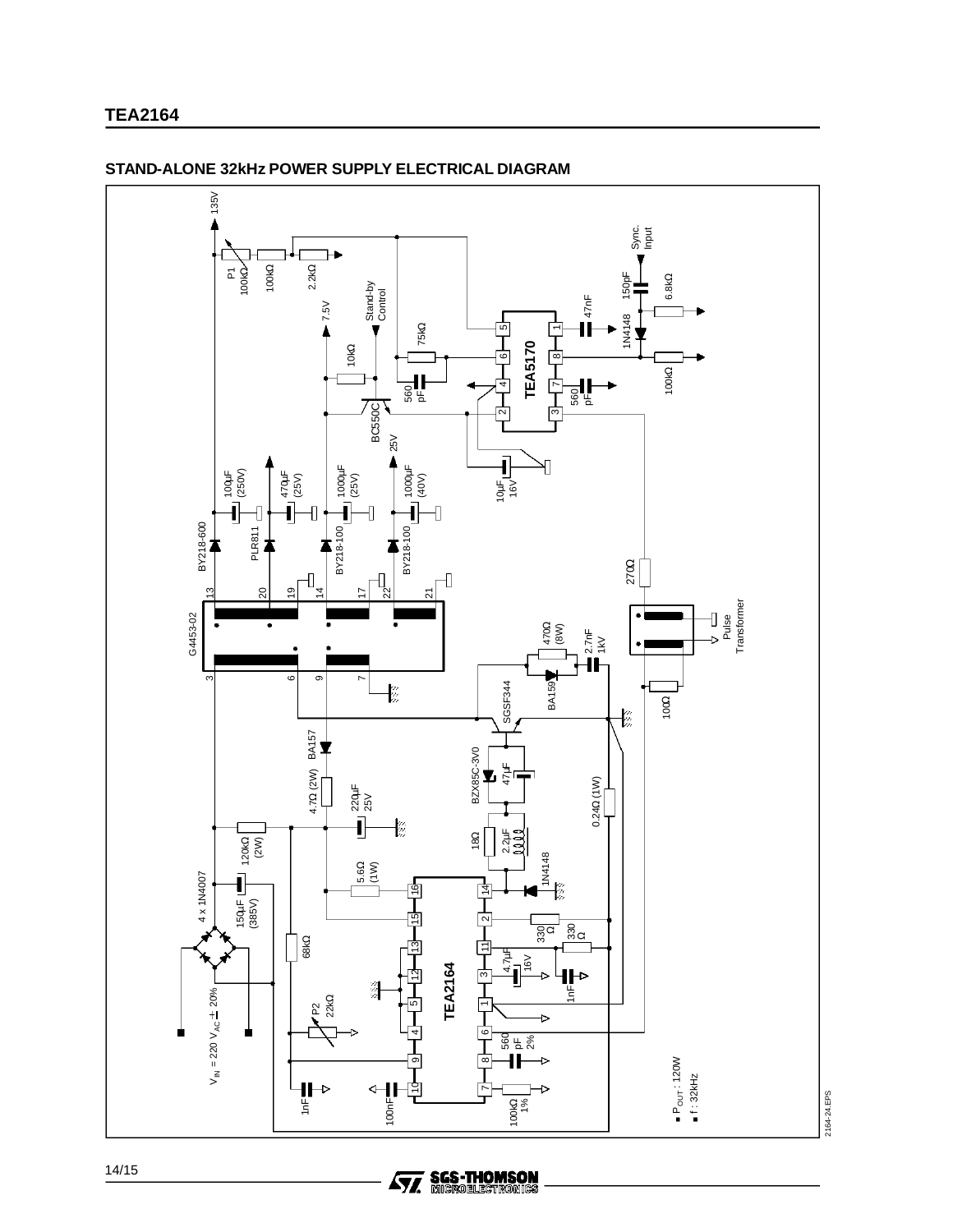## STAND-ALONE 32kHz POWER SUPPLY ELECTRICAL DIAGRAM

- $P_{OUT}$ : 120W
- f : 32kHz

2164-24.EPS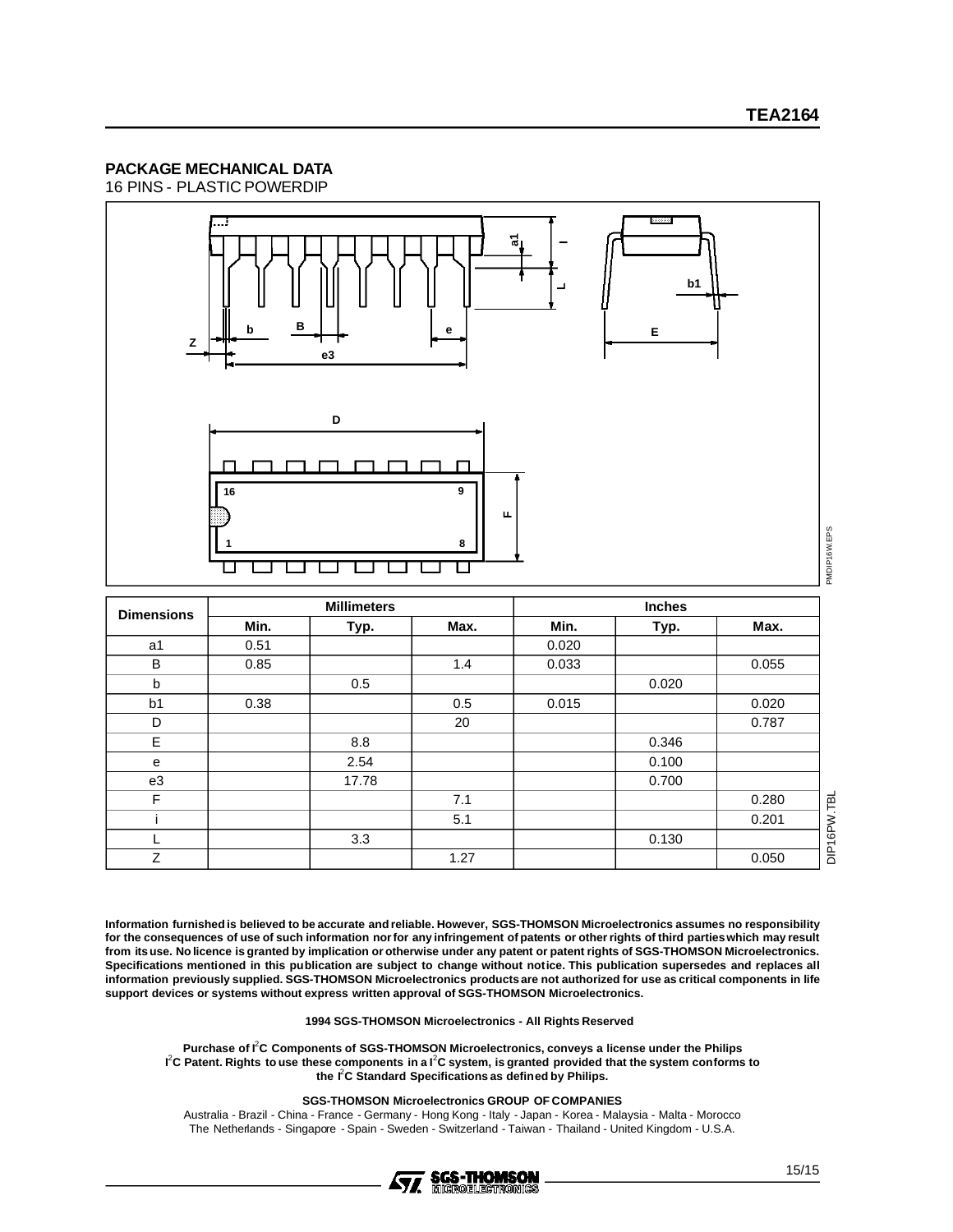## PACKAGE MECHANICAL DATA

16 PINS - PLASTIC POWERDIP

a1
I
L
b1
b
B
e
E
Z
e3
D
16
9
F
1
8

PMDIP16W.EPS

| Dimensions | Millimeters | | | Inches | | |
|---|---|---|---|---|---|---|
| | Min. | Typ. | Max. | Min. | Typ. | Max. |
| a1 | 0.51 | | | 0.020 | | |
| B | 0.85 | | 1.4 | 0.033 | | 0.055 |
| b | | 0.5 | | | 0.020 | |
| b1 | 0.38 | | 0.5 | 0.015 | | 0.020 |
| D | | | 20 | | | 0.787 |
| E | | 8.8 | | | 0.346 | |
| e | | 2.54 | | | 0.100 | |
| e3 | | 17.78 | | | 0.700 | |
| F | | | 7.1 | | | 0.280 |
| i | | | 5.1 | | | 0.201 |
| L | | 3.3 | | | 0.130 | |
| Z | | | 1.27 | | | 0.050 |

DIP16PW.TBL

**Information furnished is believed to be accurate and reliable. However, SGS-THOMSON Microelectronics assumes no responsibility for the consequences of use of such information nor for any infringement of patents or other rights of third parties which may result from its use. No licence is granted by implication or otherwise under any patent or patent rights of SGS-THOMSON Microelectronics. Specifications mentioned in this publication are subject to change without notice. This publication supersedes and replaces all information previously supplied. SGS-THOMSON Microelectronics products are not authorized for use as critical components in life support devices or systems without express written approval of SGS-THOMSON Microelectronics.**

**1994 SGS-THOMSON Microelectronics - All Rights Reserved**

**Purchase of $I^2C$ Components of SGS-THOMSON Microelectronics, conveys a license under the Philips $I^2C$ Patent. Rights to use these components in a $I^2C$ system, is granted provided that the system conforms to the $I^2C$ Standard Specifications as defined by Philips.**

**SGS-THOMSON Microelectronics GROUP OF COMPANIES**

Australia - Brazil - China - France - Germany - Hong Kong - Italy - Japan - Korea - Malaysia - Malta - Morocco
The Netherlands - Singapore - Spain - Sweden - Switzerland - Taiwan - Thailand - United Kingdom - U.S.A.